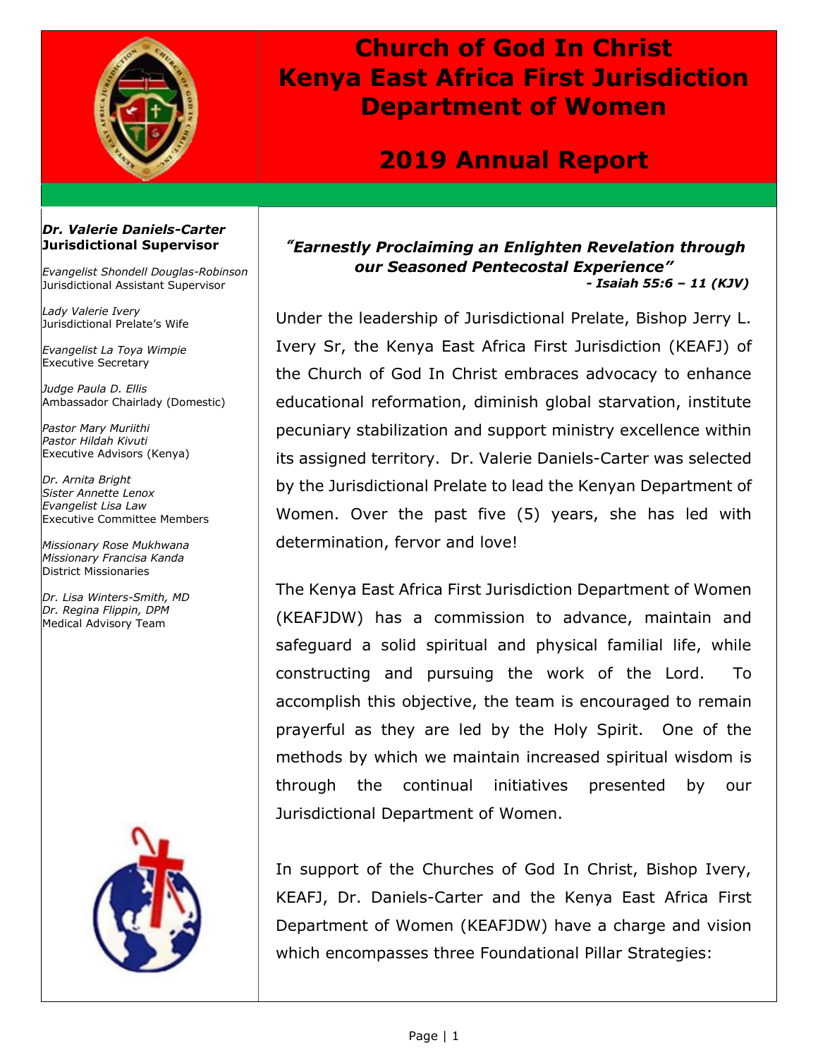# Church of God In Christ
# Kenya East Africa First Jurisdiction
# Department of Women

## 2019 Annual Report

***Dr. Valerie Daniels-Carter***
**Jurisdictional Supervisor**

*Evangelist Shondell Douglas-Robinson*
Jurisdictional Assistant Supervisor

*Lady Valerie Ivery*
Jurisdictional Prelate's Wife

*Evangelist La Toya Wimpie*
Executive Secretary

*Judge Paula D. Ellis*
Ambassador Chairlady (Domestic)

*Pastor Mary Muriithi*
*Pastor Hildah Kivuti*
Executive Advisors (Kenya)

*Dr. Arnita Bright*
*Sister Annette Lenox*
*Evangelist Lisa Law*
Executive Committee Members

*Missionary Rose Mukhwana*
*Missionary Francisa Kanda*
District Missionaries

*Dr. Lisa Winters-Smith, MD*
*Dr. Regina Flippin, DPM*
Medical Advisory Team

***"Earnestly Proclaiming an Enlighten Revelation through our Seasoned Pentecostal Experience"***
***- Isaiah 55:6 – 11 (KJV)***

Under the leadership of Jurisdictional Prelate, Bishop Jerry L. Ivery Sr, the Kenya East Africa First Jurisdiction (KEAFJ) of the Church of God In Christ embraces advocacy to enhance educational reformation, diminish global starvation, institute pecuniary stabilization and support ministry excellence within its assigned territory. Dr. Valerie Daniels-Carter was selected by the Jurisdictional Prelate to lead the Kenyan Department of Women. Over the past five (5) years, she has led with determination, fervor and love!

The Kenya East Africa First Jurisdiction Department of Women (KEAFJDW) has a commission to advance, maintain and safeguard a solid spiritual and physical familial life, while constructing and pursuing the work of the Lord. To accomplish this objective, the team is encouraged to remain prayerful as they are led by the Holy Spirit. One of the methods by which we maintain increased spiritual wisdom is through the continual initiatives presented by our Jurisdictional Department of Women.

In support of the Churches of God In Christ, Bishop Ivery, KEAFJ, Dr. Daniels-Carter and the Kenya East Africa First Department of Women (KEAFJDW) have a charge and vision which encompasses three Foundational Pillar Strategies: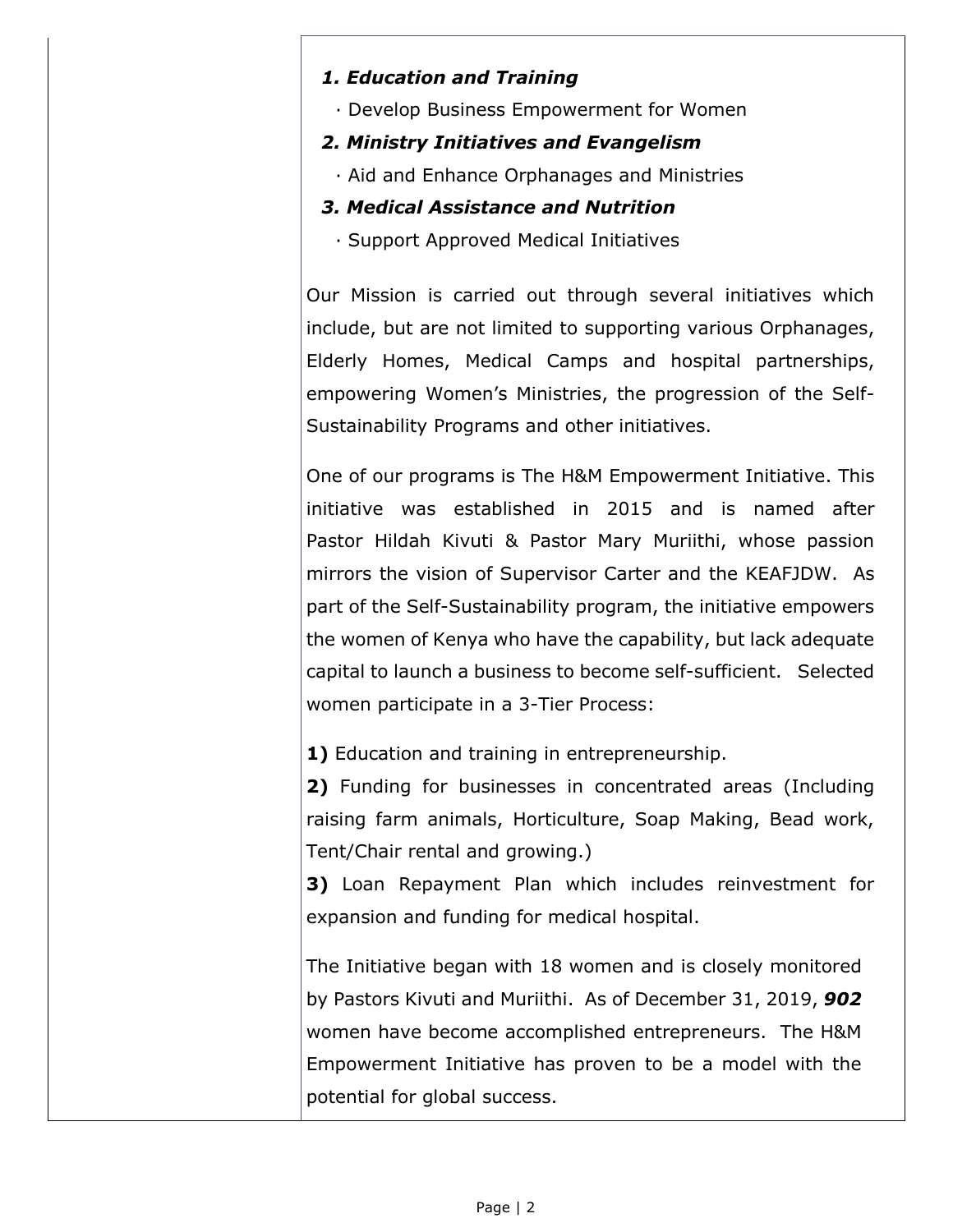***1. Education and Training***

· Develop Business Empowerment for Women

***2. Ministry Initiatives and Evangelism***

· Aid and Enhance Orphanages and Ministries

***3. Medical Assistance and Nutrition***

· Support Approved Medical Initiatives

Our Mission is carried out through several initiatives which include, but are not limited to supporting various Orphanages, Elderly Homes, Medical Camps and hospital partnerships, empowering Women's Ministries, the progression of the Self-Sustainability Programs and other initiatives.

One of our programs is The H&M Empowerment Initiative. This initiative was established in 2015 and is named after Pastor Hildah Kivuti & Pastor Mary Muriithi, whose passion mirrors the vision of Supervisor Carter and the KEAFJDW. As part of the Self-Sustainability program, the initiative empowers the women of Kenya who have the capability, but lack adequate capital to launch a business to become self-sufficient. Selected women participate in a 3-Tier Process:

**1)** Education and training in entrepreneurship.
**2)** Funding for businesses in concentrated areas (Including raising farm animals, Horticulture, Soap Making, Bead work, Tent/Chair rental and growing.)
**3)** Loan Repayment Plan which includes reinvestment for expansion and funding for medical hospital.

The Initiative began with 18 women and is closely monitored by Pastors Kivuti and Muriithi. As of December 31, 2019, ***902*** women have become accomplished entrepreneurs. The H&M Empowerment Initiative has proven to be a model with the potential for global success.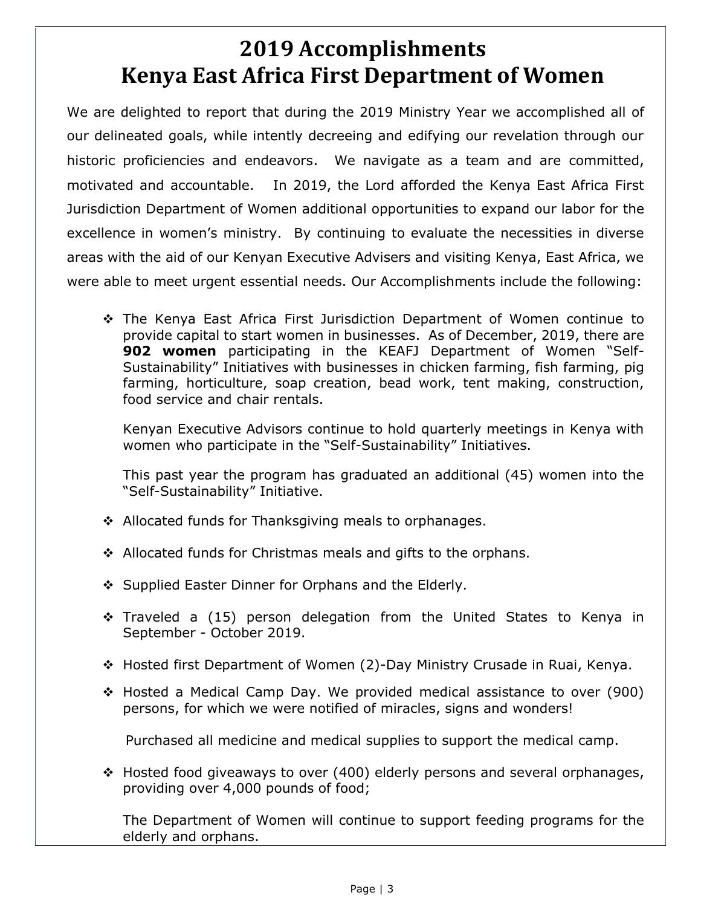# 2019 Accomplishments
# Kenya East Africa First Department of Women

We are delighted to report that during the 2019 Ministry Year we accomplished all of our delineated goals, while intently decreeing and edifying our revelation through our historic proficiencies and endeavors. We navigate as a team and are committed, motivated and accountable. In 2019, the Lord afforded the Kenya East Africa First Jurisdiction Department of Women additional opportunities to expand our labor for the excellence in women's ministry. By continuing to evaluate the necessities in diverse areas with the aid of our Kenyan Executive Advisers and visiting Kenya, East Africa, we were able to meet urgent essential needs. Our Accomplishments include the following:

- The Kenya East Africa First Jurisdiction Department of Women continue to provide capital to start women in businesses. As of December, 2019, there are **902 women** participating in the KEAFJ Department of Women "Self-Sustainability" Initiatives with businesses in chicken farming, fish farming, pig farming, horticulture, soap creation, bead work, tent making, construction, food service and chair rentals.

  Kenyan Executive Advisors continue to hold quarterly meetings in Kenya with women who participate in the "Self-Sustainability" Initiatives.

  This past year the program has graduated an additional (45) women into the "Self-Sustainability" Initiative.

- Allocated funds for Thanksgiving meals to orphanages.

- Allocated funds for Christmas meals and gifts to the orphans.

- Supplied Easter Dinner for Orphans and the Elderly.

- Traveled a (15) person delegation from the United States to Kenya in September - October 2019.

- Hosted first Department of Women (2)-Day Ministry Crusade in Ruai, Kenya.

- Hosted a Medical Camp Day. We provided medical assistance to over (900) persons, for which we were notified of miracles, signs and wonders!

  Purchased all medicine and medical supplies to support the medical camp.

- Hosted food giveaways to over (400) elderly persons and several orphanages, providing over 4,000 pounds of food;

  The Department of Women will continue to support feeding programs for the elderly and orphans.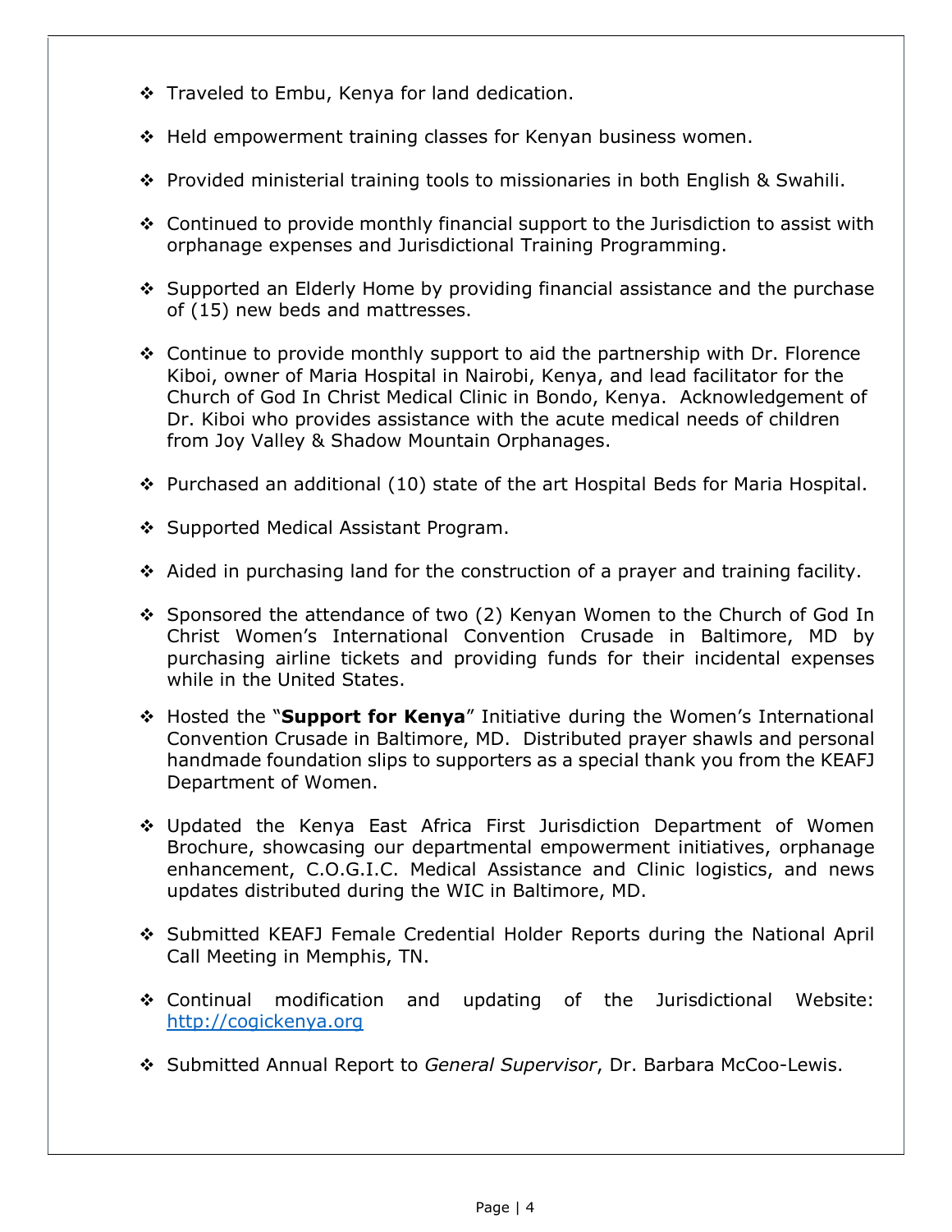- Traveled to Embu, Kenya for land dedication.
- Held empowerment training classes for Kenyan business women.
- Provided ministerial training tools to missionaries in both English & Swahili.
- Continued to provide monthly financial support to the Jurisdiction to assist with orphanage expenses and Jurisdictional Training Programming.
- Supported an Elderly Home by providing financial assistance and the purchase of (15) new beds and mattresses.
- Continue to provide monthly support to aid the partnership with Dr. Florence Kiboi, owner of Maria Hospital in Nairobi, Kenya, and lead facilitator for the Church of God In Christ Medical Clinic in Bondo, Kenya. Acknowledgement of Dr. Kiboi who provides assistance with the acute medical needs of children from Joy Valley & Shadow Mountain Orphanages.
- Purchased an additional (10) state of the art Hospital Beds for Maria Hospital.
- Supported Medical Assistant Program.
- Aided in purchasing land for the construction of a prayer and training facility.
- Sponsored the attendance of two (2) Kenyan Women to the Church of God In Christ Women's International Convention Crusade in Baltimore, MD by purchasing airline tickets and providing funds for their incidental expenses while in the United States.
- Hosted the "**Support for Kenya**" Initiative during the Women's International Convention Crusade in Baltimore, MD. Distributed prayer shawls and personal handmade foundation slips to supporters as a special thank you from the KEAFJ Department of Women.
- Updated the Kenya East Africa First Jurisdiction Department of Women Brochure, showcasing our departmental empowerment initiatives, orphanage enhancement, C.O.G.I.C. Medical Assistance and Clinic logistics, and news updates distributed during the WIC in Baltimore, MD.
- Submitted KEAFJ Female Credential Holder Reports during the National April Call Meeting in Memphis, TN.
- Continual modification and updating of the Jurisdictional Website: http://cogickenya.org
- Submitted Annual Report to *General Supervisor*, Dr. Barbara McCoo-Lewis.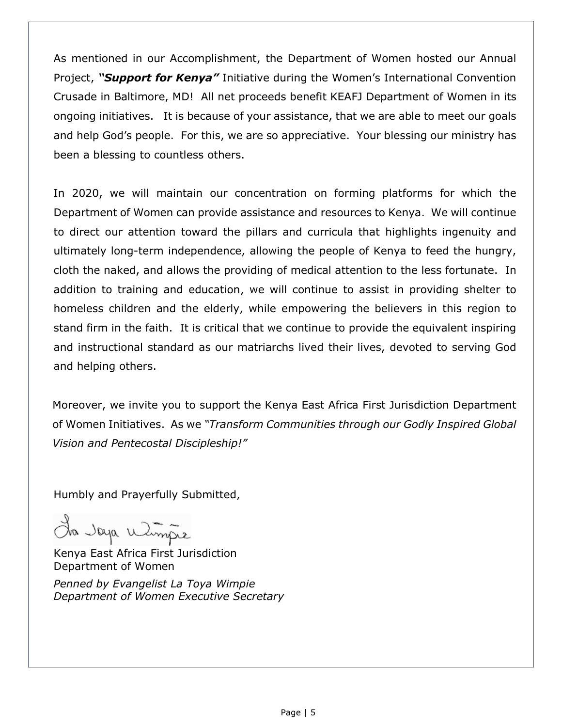As mentioned in our Accomplishment, the Department of Women hosted our Annual Project, ***"Support for Kenya"*** Initiative during the Women's International Convention Crusade in Baltimore, MD! All net proceeds benefit KEAFJ Department of Women in its ongoing initiatives. It is because of your assistance, that we are able to meet our goals and help God's people. For this, we are so appreciative. Your blessing our ministry has been a blessing to countless others.

In 2020, we will maintain our concentration on forming platforms for which the Department of Women can provide assistance and resources to Kenya. We will continue to direct our attention toward the pillars and curricula that highlights ingenuity and ultimately long-term independence, allowing the people of Kenya to feed the hungry, cloth the naked, and allows the providing of medical attention to the less fortunate. In addition to training and education, we will continue to assist in providing shelter to homeless children and the elderly, while empowering the believers in this region to stand firm in the faith. It is critical that we continue to provide the equivalent inspiring and instructional standard as our matriarchs lived their lives, devoted to serving God and helping others.

Moreover, we invite you to support the Kenya East Africa First Jurisdiction Department of Women Initiatives. As we *"Transform Communities through our Godly Inspired Global Vision and Pentecostal Discipleship!"*

Humbly and Prayerfully Submitted,

La Toya Wimpie

Kenya East Africa First Jurisdiction
Department of Women

*Penned by Evangelist La Toya Wimpie*
*Department of Women Executive Secretary*